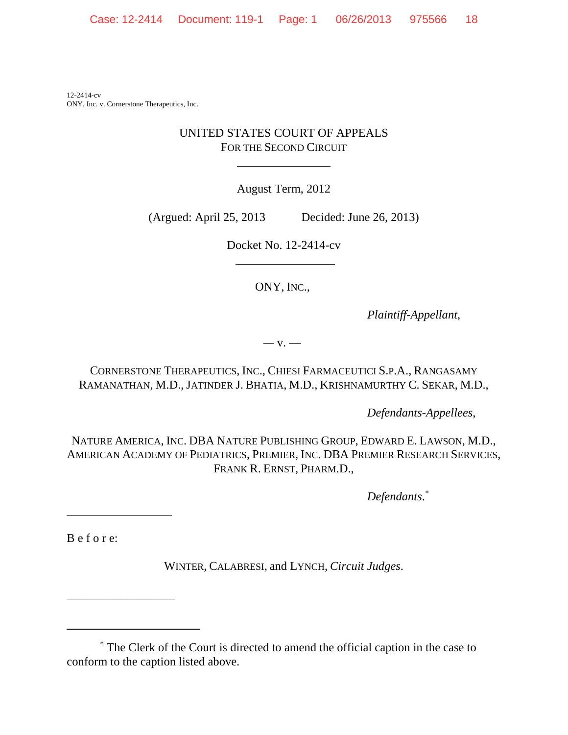12-2414-cv
ONY, Inc. v. Cornerstone Therapeutics, Inc.

# UNITED STATES COURT OF APPEALS
## FOR THE SECOND CIRCUIT

---

August Term, 2012

(Argued: April 25, 2013 Decided: June 26, 2013)

Docket No. 12-2414-cv

---

ONY, INC.,

*Plaintiff-Appellant*,

— v. —

CORNERSTONE THERAPEUTICS, INC., CHIESI FARMACEUTICI S.P.A., RANGASAMY RAMANATHAN, M.D., JATINDER J. BHATIA, M.D., KRISHNAMURTHY C. SEKAR, M.D.,

*Defendants-Appellees*,

NATURE AMERICA, INC. DBA NATURE PUBLISHING GROUP, EDWARD E. LAWSON, M.D., AMERICAN ACADEMY OF PEDIATRICS, PREMIER, INC. DBA PREMIER RESEARCH SERVICES, FRANK R. ERNST, PHARM.D.,

*Defendants*.[*]

---

B e f o r e:

WINTER, CALABRESI, and LYNCH, *Circuit Judges*.

---

[*] The Clerk of the Court is directed to amend the official caption in the case to conform to the caption listed above.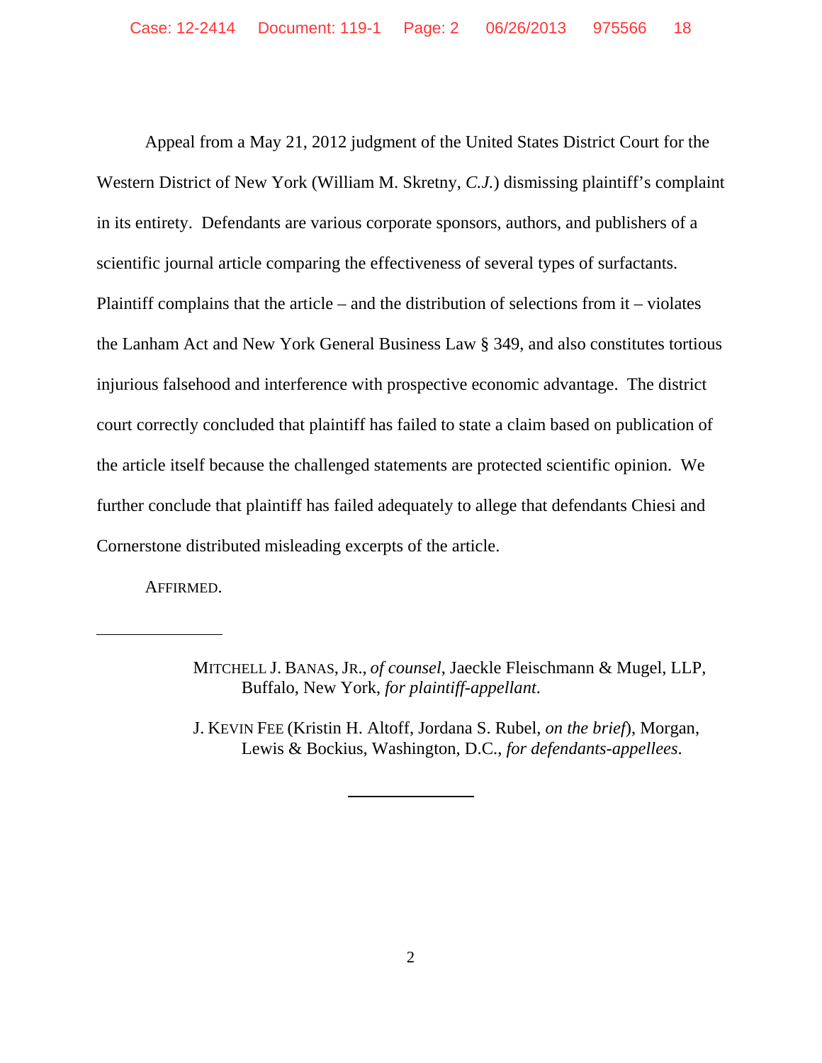Appeal from a May 21, 2012 judgment of the United States District Court for the Western District of New York (William M. Skretny, *C.J.*) dismissing plaintiff's complaint in its entirety. Defendants are various corporate sponsors, authors, and publishers of a scientific journal article comparing the effectiveness of several types of surfactants. Plaintiff complains that the article – and the distribution of selections from it – violates the Lanham Act and New York General Business Law § 349, and also constitutes tortious injurious falsehood and interference with prospective economic advantage. The district court correctly concluded that plaintiff has failed to state a claim based on publication of the article itself because the challenged statements are protected scientific opinion. We further conclude that plaintiff has failed adequately to allege that defendants Chiesi and Cornerstone distributed misleading excerpts of the article.

AFFIRMED.

---

MITCHELL J. BANAS, JR., *of counsel*, Jaeckle Fleischmann & Mugel, LLP, Buffalo, New York, *for plaintiff-appellant*.

J. KEVIN FEE (Kristin H. Altoff, Jordana S. Rubel, *on the brief*), Morgan, Lewis & Bockius, Washington, D.C., *for defendants-appellees*.

---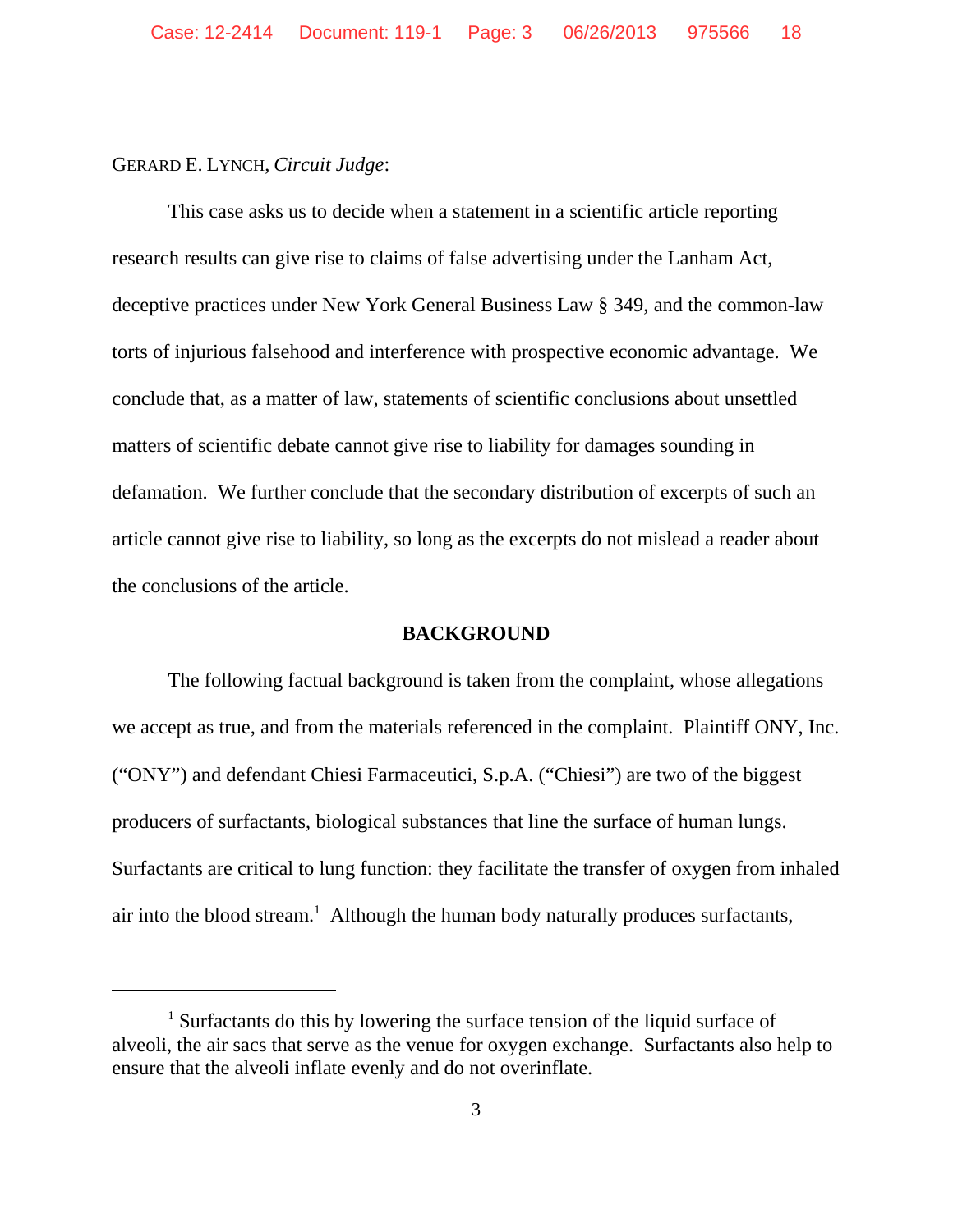GERARD E. LYNCH, *Circuit Judge*:

This case asks us to decide when a statement in a scientific article reporting research results can give rise to claims of false advertising under the Lanham Act, deceptive practices under New York General Business Law § 349, and the common-law torts of injurious falsehood and interference with prospective economic advantage. We conclude that, as a matter of law, statements of scientific conclusions about unsettled matters of scientific debate cannot give rise to liability for damages sounding in defamation. We further conclude that the secondary distribution of excerpts of such an article cannot give rise to liability, so long as the excerpts do not mislead a reader about the conclusions of the article.

## BACKGROUND

The following factual background is taken from the complaint, whose allegations we accept as true, and from the materials referenced in the complaint. Plaintiff ONY, Inc. ("ONY") and defendant Chiesi Farmaceutici, S.p.A. ("Chiesi") are two of the biggest producers of surfactants, biological substances that line the surface of human lungs. Surfactants are critical to lung function: they facilitate the transfer of oxygen from inhaled air into the blood stream.[1] Although the human body naturally produces surfactants,

---

[1] Surfactants do this by lowering the surface tension of the liquid surface of alveoli, the air sacs that serve as the venue for oxygen exchange. Surfactants also help to ensure that the alveoli inflate evenly and do not overinflate.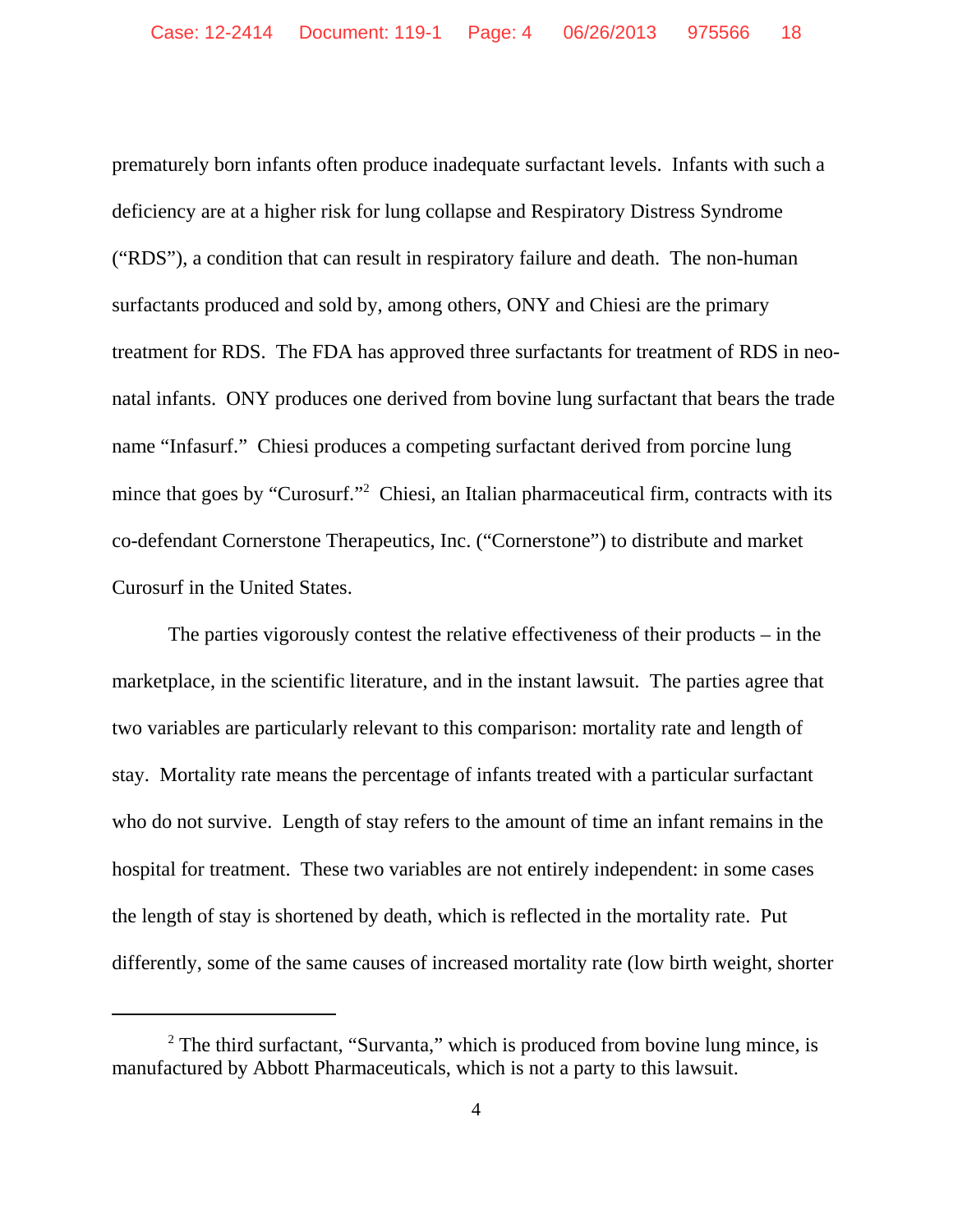prematurely born infants often produce inadequate surfactant levels. Infants with such a deficiency are at a higher risk for lung collapse and Respiratory Distress Syndrome ("RDS"), a condition that can result in respiratory failure and death. The non-human surfactants produced and sold by, among others, ONY and Chiesi are the primary treatment for RDS. The FDA has approved three surfactants for treatment of RDS in neo-natal infants. ONY produces one derived from bovine lung surfactant that bears the trade name "Infasurf." Chiesi produces a competing surfactant derived from porcine lung mince that goes by "Curosurf."[2] Chiesi, an Italian pharmaceutical firm, contracts with its co-defendant Cornerstone Therapeutics, Inc. ("Cornerstone") to distribute and market Curosurf in the United States.

The parties vigorously contest the relative effectiveness of their products – in the marketplace, in the scientific literature, and in the instant lawsuit. The parties agree that two variables are particularly relevant to this comparison: mortality rate and length of stay. Mortality rate means the percentage of infants treated with a particular surfactant who do not survive. Length of stay refers to the amount of time an infant remains in the hospital for treatment. These two variables are not entirely independent: in some cases the length of stay is shortened by death, which is reflected in the mortality rate. Put differently, some of the same causes of increased mortality rate (low birth weight, shorter

---

[2] The third surfactant, "Survanta," which is produced from bovine lung mince, is manufactured by Abbott Pharmaceuticals, which is not a party to this lawsuit.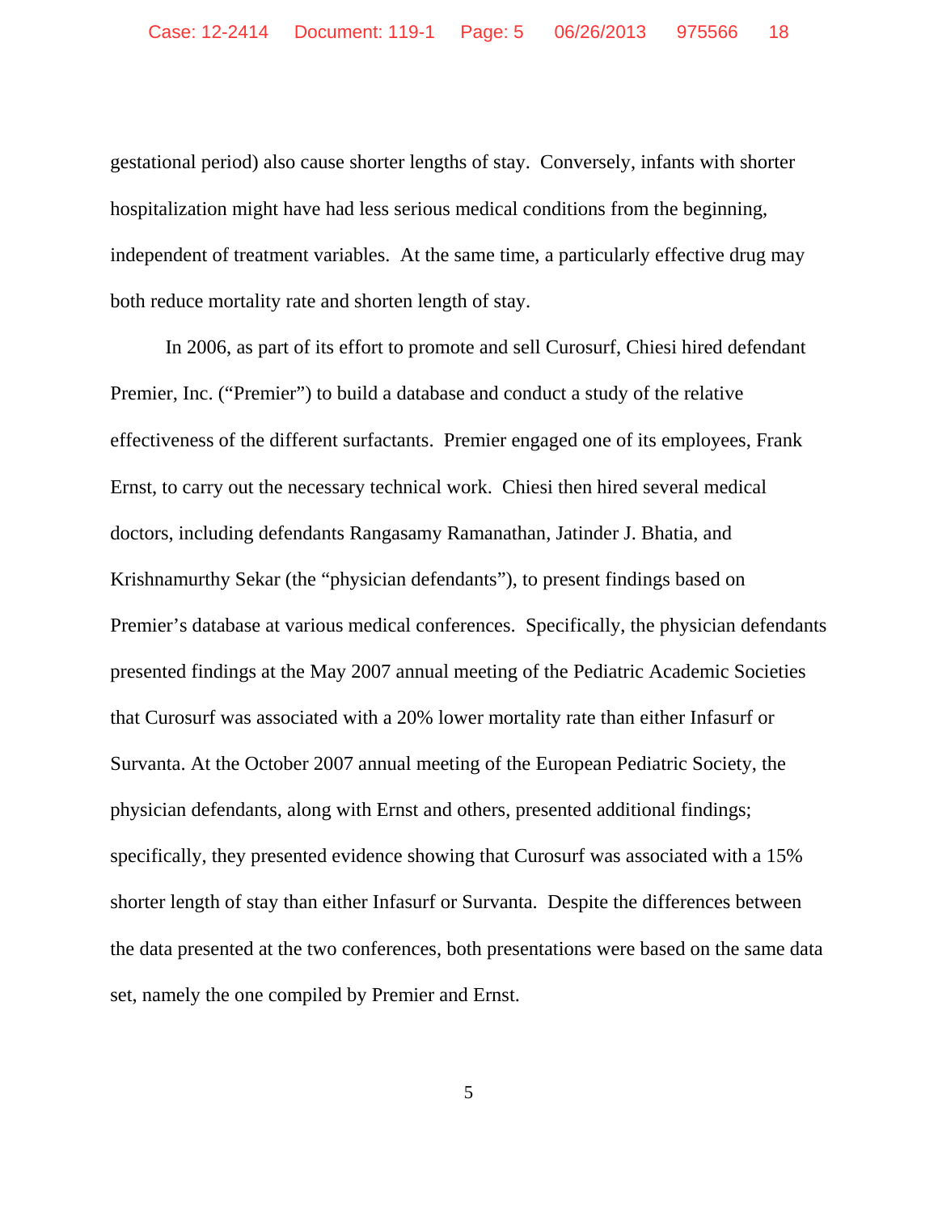gestational period) also cause shorter lengths of stay. Conversely, infants with shorter hospitalization might have had less serious medical conditions from the beginning, independent of treatment variables. At the same time, a particularly effective drug may both reduce mortality rate and shorten length of stay.

In 2006, as part of its effort to promote and sell Curosurf, Chiesi hired defendant Premier, Inc. ("Premier") to build a database and conduct a study of the relative effectiveness of the different surfactants. Premier engaged one of its employees, Frank Ernst, to carry out the necessary technical work. Chiesi then hired several medical doctors, including defendants Rangasamy Ramanathan, Jatinder J. Bhatia, and Krishnamurthy Sekar (the "physician defendants"), to present findings based on Premier's database at various medical conferences. Specifically, the physician defendants presented findings at the May 2007 annual meeting of the Pediatric Academic Societies that Curosurf was associated with a 20% lower mortality rate than either Infasurf or Survanta. At the October 2007 annual meeting of the European Pediatric Society, the physician defendants, along with Ernst and others, presented additional findings; specifically, they presented evidence showing that Curosurf was associated with a 15% shorter length of stay than either Infasurf or Survanta. Despite the differences between the data presented at the two conferences, both presentations were based on the same data set, namely the one compiled by Premier and Ernst.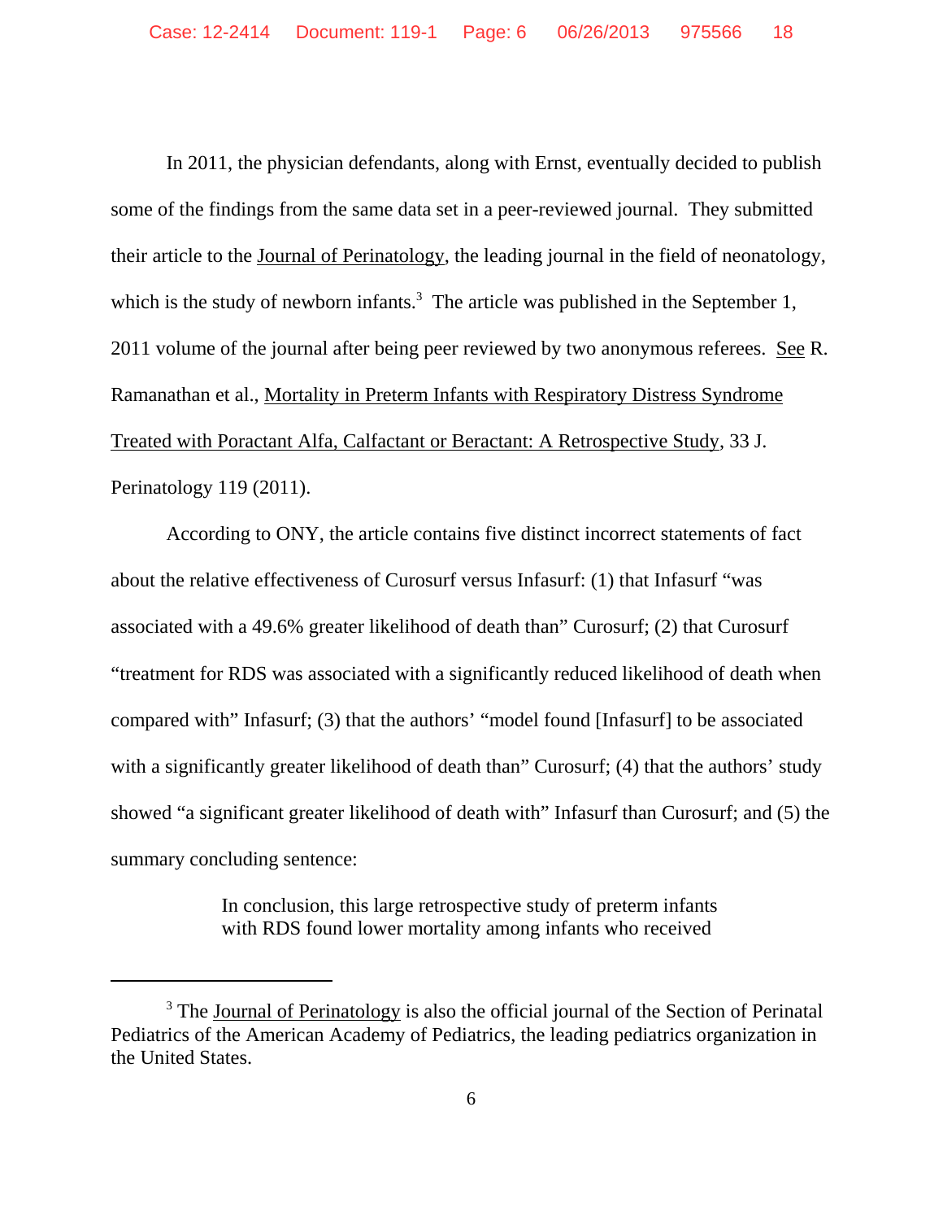In 2011, the physician defendants, along with Ernst, eventually decided to publish some of the findings from the same data set in a peer-reviewed journal. They submitted their article to the Journal of Perinatology, the leading journal in the field of neonatology, which is the study of newborn infants.[3] The article was published in the September 1, 2011 volume of the journal after being peer reviewed by two anonymous referees. See R. Ramanathan et al., Mortality in Preterm Infants with Respiratory Distress Syndrome Treated with Poractant Alfa, Calfactant or Beractant: A Retrospective Study, 33 J. Perinatology 119 (2011).

According to ONY, the article contains five distinct incorrect statements of fact about the relative effectiveness of Curosurf versus Infasurf: (1) that Infasurf "was associated with a 49.6% greater likelihood of death than" Curosurf; (2) that Curosurf "treatment for RDS was associated with a significantly reduced likelihood of death when compared with" Infasurf; (3) that the authors' "model found [Infasurf] to be associated with a significantly greater likelihood of death than" Curosurf; (4) that the authors' study showed "a significant greater likelihood of death with" Infasurf than Curosurf; and (5) the summary concluding sentence:

> In conclusion, this large retrospective study of preterm infants with RDS found lower mortality among infants who received

---

[3] The Journal of Perinatology is also the official journal of the Section of Perinatal Pediatrics of the American Academy of Pediatrics, the leading pediatrics organization in the United States.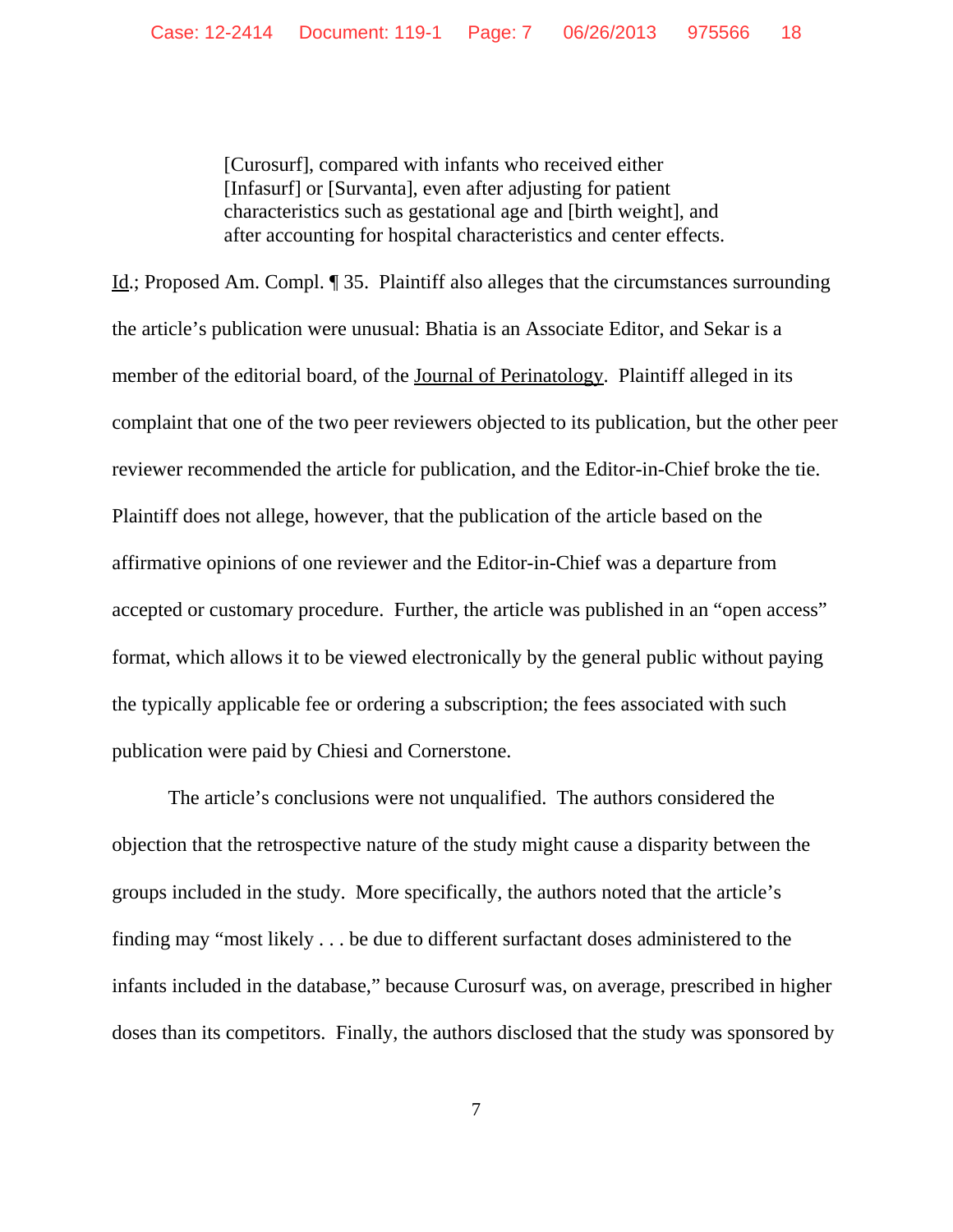> [Curosurf], compared with infants who received either [Infasurf] or [Survanta], even after adjusting for patient characteristics such as gestational age and [birth weight], and after accounting for hospital characteristics and center effects.

Id.; Proposed Am. Compl. ¶ 35. Plaintiff also alleges that the circumstances surrounding the article's publication were unusual: Bhatia is an Associate Editor, and Sekar is a member of the editorial board, of the Journal of Perinatology. Plaintiff alleged in its complaint that one of the two peer reviewers objected to its publication, but the other peer reviewer recommended the article for publication, and the Editor-in-Chief broke the tie. Plaintiff does not allege, however, that the publication of the article based on the affirmative opinions of one reviewer and the Editor-in-Chief was a departure from accepted or customary procedure. Further, the article was published in an "open access" format, which allows it to be viewed electronically by the general public without paying the typically applicable fee or ordering a subscription; the fees associated with such publication were paid by Chiesi and Cornerstone.

The article's conclusions were not unqualified. The authors considered the objection that the retrospective nature of the study might cause a disparity between the groups included in the study. More specifically, the authors noted that the article's finding may "most likely . . . be due to different surfactant doses administered to the infants included in the database," because Curosurf was, on average, prescribed in higher doses than its competitors. Finally, the authors disclosed that the study was sponsored by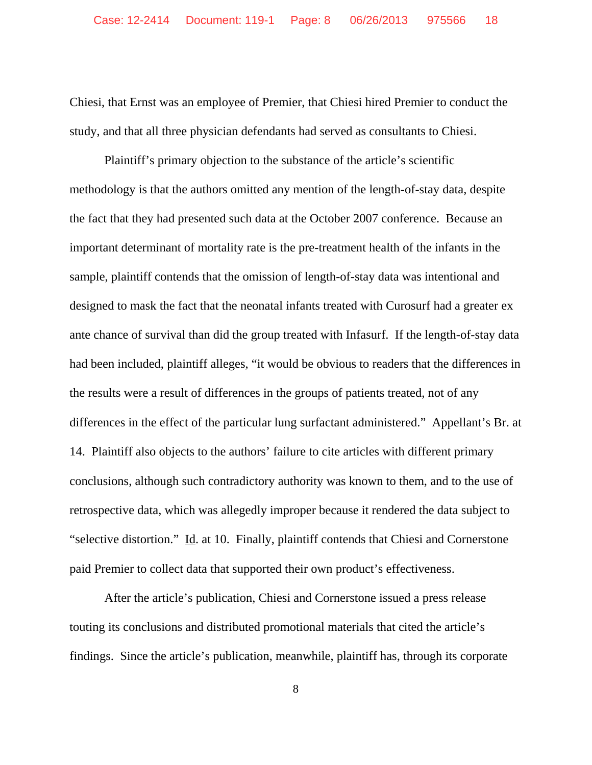Chiesi, that Ernst was an employee of Premier, that Chiesi hired Premier to conduct the study, and that all three physician defendants had served as consultants to Chiesi.

Plaintiff's primary objection to the substance of the article's scientific methodology is that the authors omitted any mention of the length-of-stay data, despite the fact that they had presented such data at the October 2007 conference. Because an important determinant of mortality rate is the pre-treatment health of the infants in the sample, plaintiff contends that the omission of length-of-stay data was intentional and designed to mask the fact that the neonatal infants treated with Curosurf had a greater ex ante chance of survival than did the group treated with Infasurf. If the length-of-stay data had been included, plaintiff alleges, "it would be obvious to readers that the differences in the results were a result of differences in the groups of patients treated, not of any differences in the effect of the particular lung surfactant administered." Appellant's Br. at 14. Plaintiff also objects to the authors' failure to cite articles with different primary conclusions, although such contradictory authority was known to them, and to the use of retrospective data, which was allegedly improper because it rendered the data subject to "selective distortion." Id. at 10. Finally, plaintiff contends that Chiesi and Cornerstone paid Premier to collect data that supported their own product's effectiveness.

After the article's publication, Chiesi and Cornerstone issued a press release touting its conclusions and distributed promotional materials that cited the article's findings. Since the article's publication, meanwhile, plaintiff has, through its corporate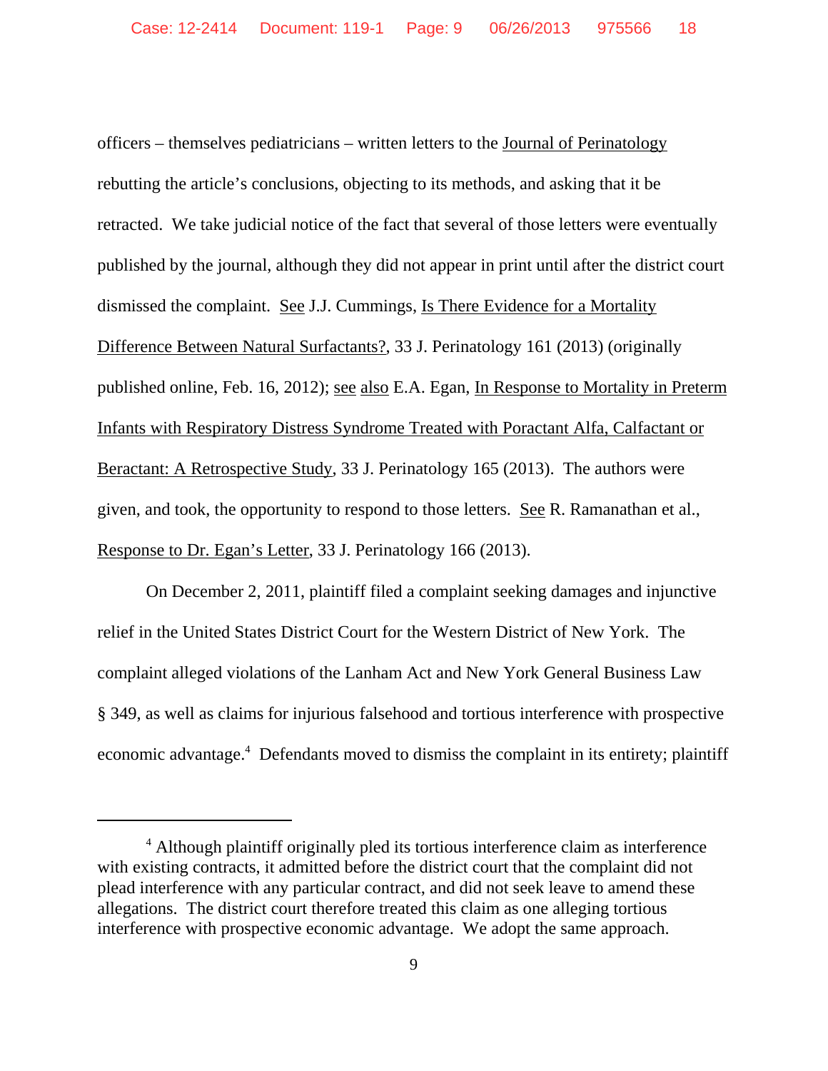officers – themselves pediatricians – written letters to the Journal of Perinatology rebutting the article's conclusions, objecting to its methods, and asking that it be retracted. We take judicial notice of the fact that several of those letters were eventually published by the journal, although they did not appear in print until after the district court dismissed the complaint. See J.J. Cummings, Is There Evidence for a Mortality Difference Between Natural Surfactants?, 33 J. Perinatology 161 (2013) (originally published online, Feb. 16, 2012); see also E.A. Egan, In Response to Mortality in Preterm Infants with Respiratory Distress Syndrome Treated with Poractant Alfa, Calfactant or Beractant: A Retrospective Study, 33 J. Perinatology 165 (2013). The authors were given, and took, the opportunity to respond to those letters. See R. Ramanathan et al., Response to Dr. Egan's Letter, 33 J. Perinatology 166 (2013).

On December 2, 2011, plaintiff filed a complaint seeking damages and injunctive relief in the United States District Court for the Western District of New York. The complaint alleged violations of the Lanham Act and New York General Business Law § 349, as well as claims for injurious falsehood and tortious interference with prospective economic advantage.[4] Defendants moved to dismiss the complaint in its entirety; plaintiff

[4] Although plaintiff originally pled its tortious interference claim as interference with existing contracts, it admitted before the district court that the complaint did not plead interference with any particular contract, and did not seek leave to amend these allegations. The district court therefore treated this claim as one alleging tortious interference with prospective economic advantage. We adopt the same approach.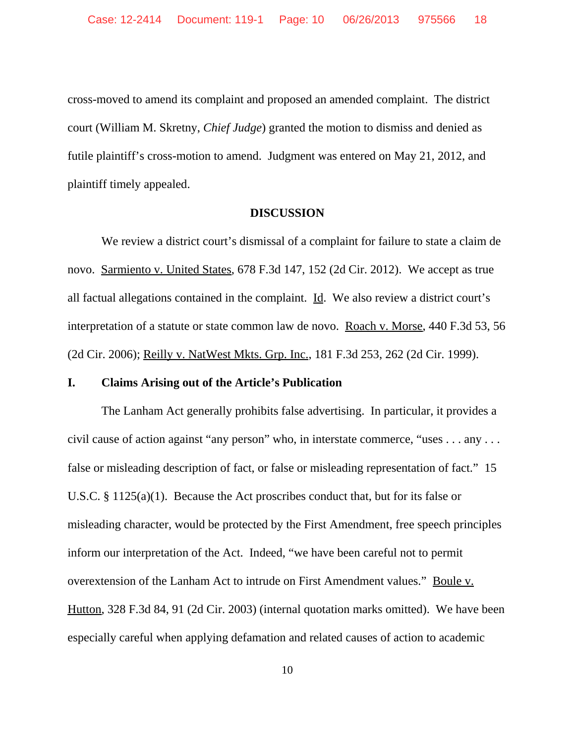cross-moved to amend its complaint and proposed an amended complaint. The district court (William M. Skretny, *Chief Judge*) granted the motion to dismiss and denied as futile plaintiff's cross-motion to amend. Judgment was entered on May 21, 2012, and plaintiff timely appealed.

## DISCUSSION

We review a district court's dismissal of a complaint for failure to state a claim de novo. Sarmiento v. United States, 678 F.3d 147, 152 (2d Cir. 2012). We accept as true all factual allegations contained in the complaint. Id. We also review a district court's interpretation of a statute or state common law de novo. Roach v. Morse, 440 F.3d 53, 56 (2d Cir. 2006); Reilly v. NatWest Mkts. Grp. Inc., 181 F.3d 253, 262 (2d Cir. 1999).

### I. Claims Arising out of the Article's Publication

The Lanham Act generally prohibits false advertising. In particular, it provides a civil cause of action against "any person" who, in interstate commerce, "uses . . . any . . . false or misleading description of fact, or false or misleading representation of fact." 15 U.S.C. § 1125(a)(1). Because the Act proscribes conduct that, but for its false or misleading character, would be protected by the First Amendment, free speech principles inform our interpretation of the Act. Indeed, "we have been careful not to permit overextension of the Lanham Act to intrude on First Amendment values." Boule v. Hutton, 328 F.3d 84, 91 (2d Cir. 2003) (internal quotation marks omitted). We have been especially careful when applying defamation and related causes of action to academic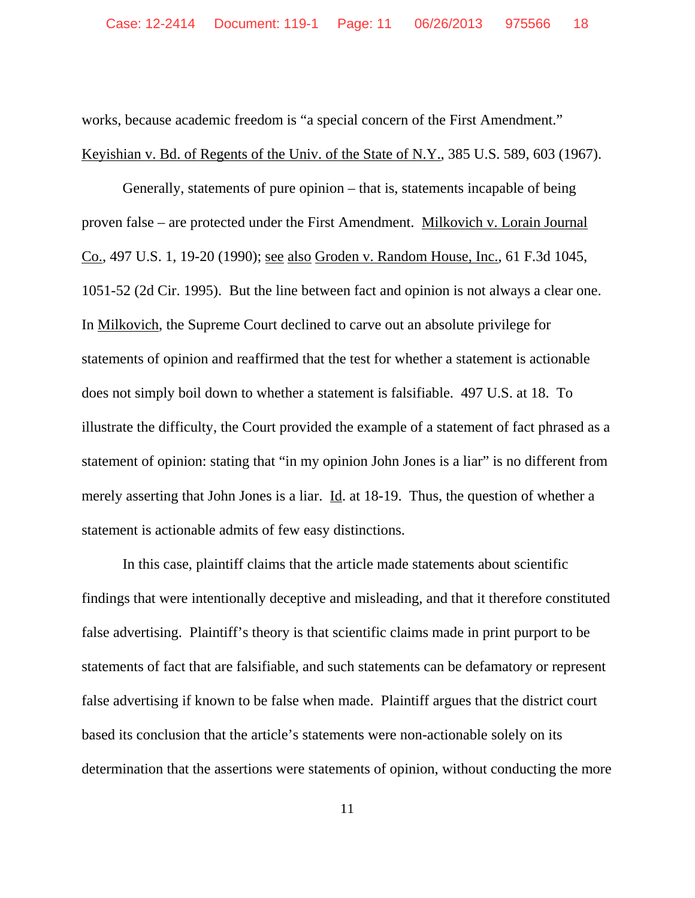works, because academic freedom is "a special concern of the First Amendment." Keyishian v. Bd. of Regents of the Univ. of the State of N.Y., 385 U.S. 589, 603 (1967).

Generally, statements of pure opinion – that is, statements incapable of being proven false – are protected under the First Amendment. Milkovich v. Lorain Journal Co., 497 U.S. 1, 19-20 (1990); see also Groden v. Random House, Inc., 61 F.3d 1045, 1051-52 (2d Cir. 1995). But the line between fact and opinion is not always a clear one. In Milkovich, the Supreme Court declined to carve out an absolute privilege for statements of opinion and reaffirmed that the test for whether a statement is actionable does not simply boil down to whether a statement is falsifiable. 497 U.S. at 18. To illustrate the difficulty, the Court provided the example of a statement of fact phrased as a statement of opinion: stating that "in my opinion John Jones is a liar" is no different from merely asserting that John Jones is a liar. Id. at 18-19. Thus, the question of whether a statement is actionable admits of few easy distinctions.

In this case, plaintiff claims that the article made statements about scientific findings that were intentionally deceptive and misleading, and that it therefore constituted false advertising. Plaintiff's theory is that scientific claims made in print purport to be statements of fact that are falsifiable, and such statements can be defamatory or represent false advertising if known to be false when made. Plaintiff argues that the district court based its conclusion that the article's statements were non-actionable solely on its determination that the assertions were statements of opinion, without conducting the more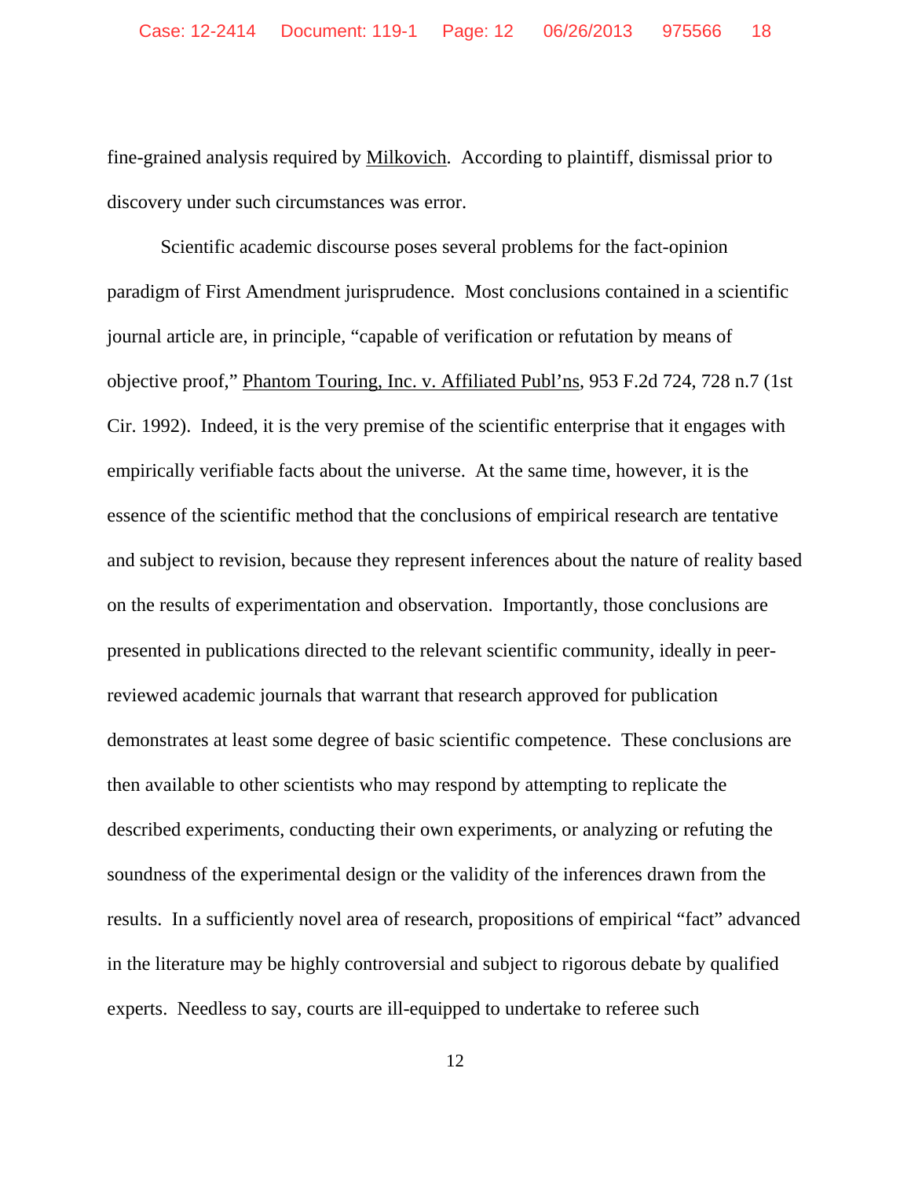fine-grained analysis required by Milkovich. According to plaintiff, dismissal prior to discovery under such circumstances was error.

Scientific academic discourse poses several problems for the fact-opinion paradigm of First Amendment jurisprudence. Most conclusions contained in a scientific journal article are, in principle, "capable of verification or refutation by means of objective proof," Phantom Touring, Inc. v. Affiliated Publ'ns, 953 F.2d 724, 728 n.7 (1st Cir. 1992). Indeed, it is the very premise of the scientific enterprise that it engages with empirically verifiable facts about the universe. At the same time, however, it is the essence of the scientific method that the conclusions of empirical research are tentative and subject to revision, because they represent inferences about the nature of reality based on the results of experimentation and observation. Importantly, those conclusions are presented in publications directed to the relevant scientific community, ideally in peer-reviewed academic journals that warrant that research approved for publication demonstrates at least some degree of basic scientific competence. These conclusions are then available to other scientists who may respond by attempting to replicate the described experiments, conducting their own experiments, or analyzing or refuting the soundness of the experimental design or the validity of the inferences drawn from the results. In a sufficiently novel area of research, propositions of empirical "fact" advanced in the literature may be highly controversial and subject to rigorous debate by qualified experts. Needless to say, courts are ill-equipped to undertake to referee such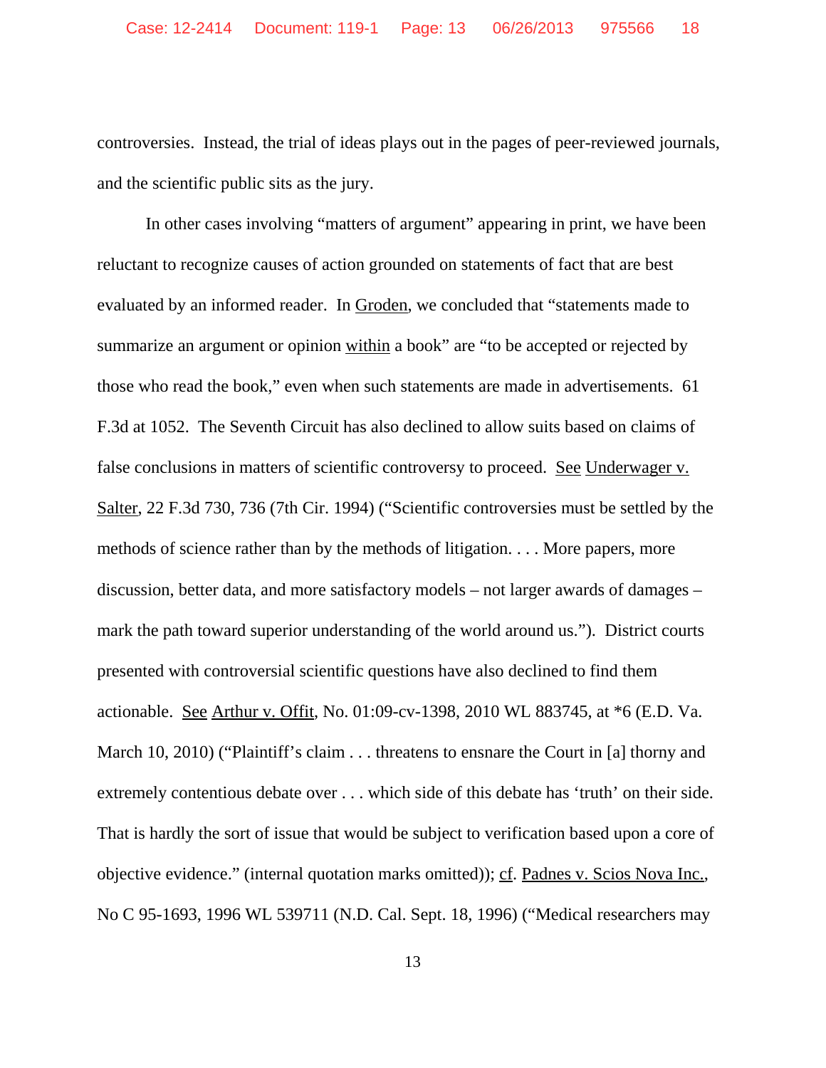controversies. Instead, the trial of ideas plays out in the pages of peer-reviewed journals, and the scientific public sits as the jury.

In other cases involving "matters of argument" appearing in print, we have been reluctant to recognize causes of action grounded on statements of fact that are best evaluated by an informed reader. In Groden, we concluded that "statements made to summarize an argument or opinion within a book" are "to be accepted or rejected by those who read the book," even when such statements are made in advertisements. 61 F.3d at 1052. The Seventh Circuit has also declined to allow suits based on claims of false conclusions in matters of scientific controversy to proceed. See Underwager v. Salter, 22 F.3d 730, 736 (7th Cir. 1994) ("Scientific controversies must be settled by the methods of science rather than by the methods of litigation. . . . More papers, more discussion, better data, and more satisfactory models – not larger awards of damages – mark the path toward superior understanding of the world around us."). District courts presented with controversial scientific questions have also declined to find them actionable. See Arthur v. Offit, No. 01:09-cv-1398, 2010 WL 883745, at *6 (E.D. Va. March 10, 2010) ("Plaintiff's claim . . . threatens to ensnare the Court in [a] thorny and extremely contentious debate over . . . which side of this debate has 'truth' on their side. That is hardly the sort of issue that would be subject to verification based upon a core of objective evidence." (internal quotation marks omitted)); cf. Padnes v. Scios Nova Inc., No C 95-1693, 1996 WL 539711 (N.D. Cal. Sept. 18, 1996) ("Medical researchers may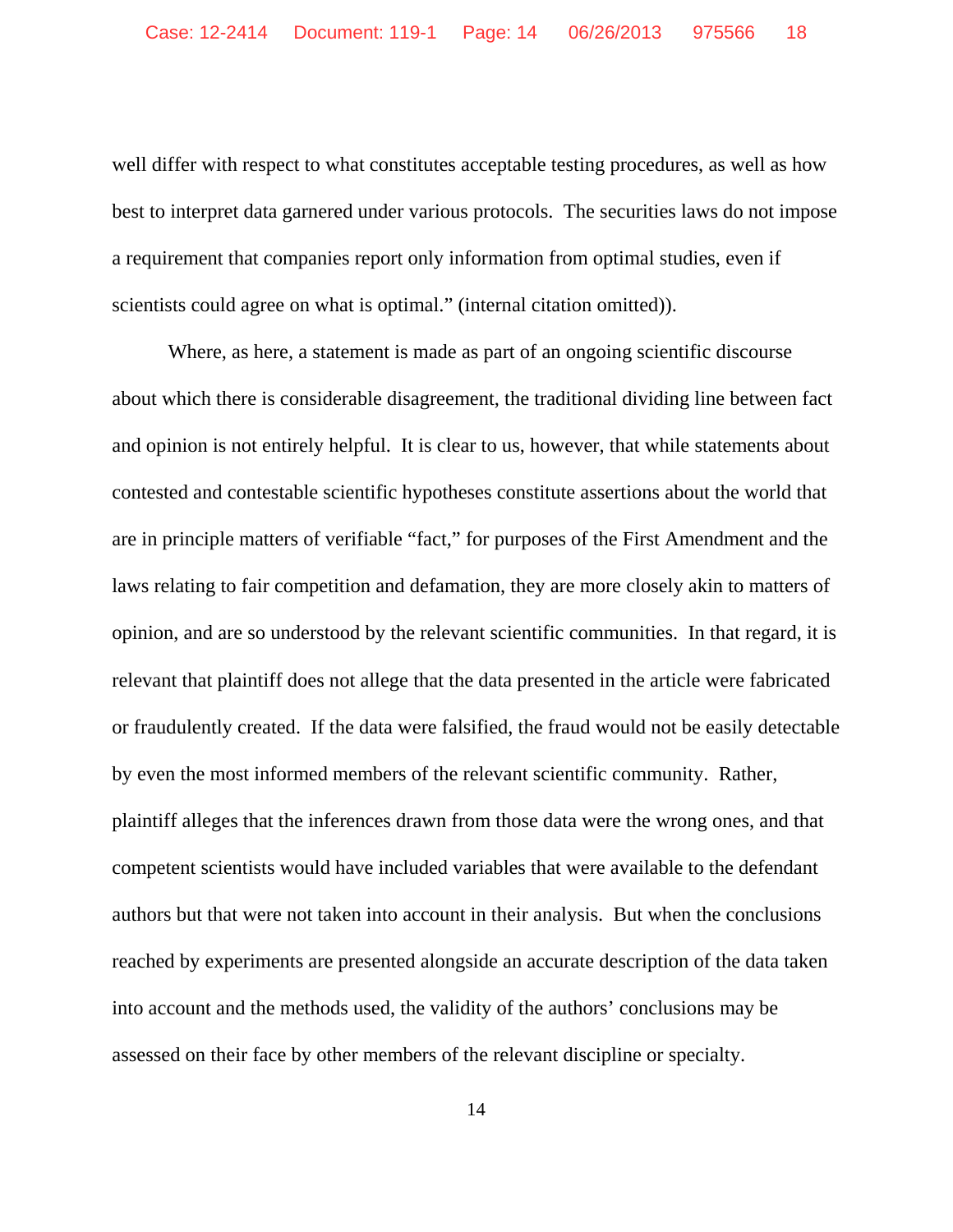well differ with respect to what constitutes acceptable testing procedures, as well as how best to interpret data garnered under various protocols. The securities laws do not impose a requirement that companies report only information from optimal studies, even if scientists could agree on what is optimal." (internal citation omitted)).

Where, as here, a statement is made as part of an ongoing scientific discourse about which there is considerable disagreement, the traditional dividing line between fact and opinion is not entirely helpful. It is clear to us, however, that while statements about contested and contestable scientific hypotheses constitute assertions about the world that are in principle matters of verifiable "fact," for purposes of the First Amendment and the laws relating to fair competition and defamation, they are more closely akin to matters of opinion, and are so understood by the relevant scientific communities. In that regard, it is relevant that plaintiff does not allege that the data presented in the article were fabricated or fraudulently created. If the data were falsified, the fraud would not be easily detectable by even the most informed members of the relevant scientific community. Rather, plaintiff alleges that the inferences drawn from those data were the wrong ones, and that competent scientists would have included variables that were available to the defendant authors but that were not taken into account in their analysis. But when the conclusions reached by experiments are presented alongside an accurate description of the data taken into account and the methods used, the validity of the authors' conclusions may be assessed on their face by other members of the relevant discipline or specialty.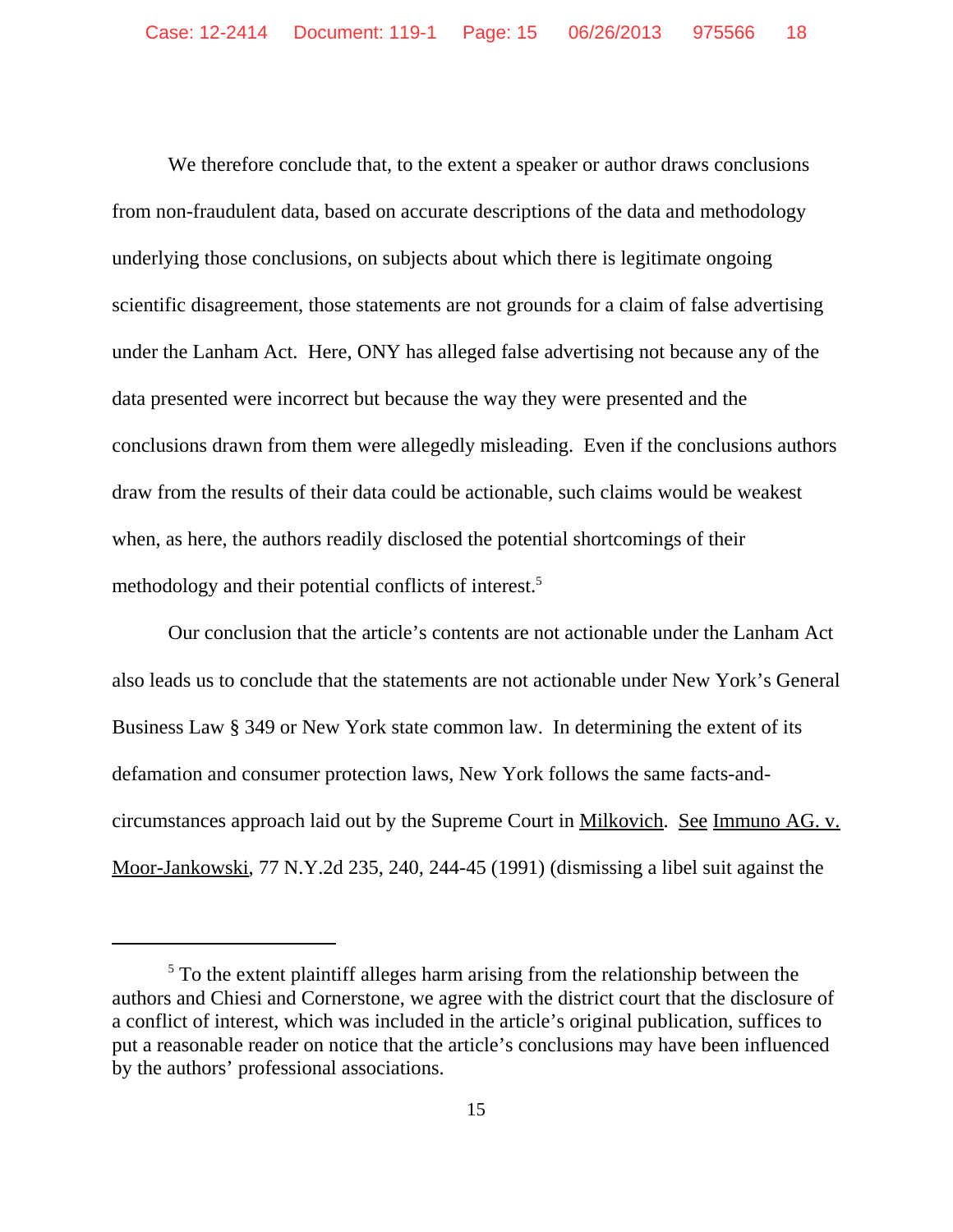We therefore conclude that, to the extent a speaker or author draws conclusions from non-fraudulent data, based on accurate descriptions of the data and methodology underlying those conclusions, on subjects about which there is legitimate ongoing scientific disagreement, those statements are not grounds for a claim of false advertising under the Lanham Act. Here, ONY has alleged false advertising not because any of the data presented were incorrect but because the way they were presented and the conclusions drawn from them were allegedly misleading. Even if the conclusions authors draw from the results of their data could be actionable, such claims would be weakest when, as here, the authors readily disclosed the potential shortcomings of their methodology and their potential conflicts of interest.[5]

Our conclusion that the article's contents are not actionable under the Lanham Act also leads us to conclude that the statements are not actionable under New York's General Business Law § 349 or New York state common law. In determining the extent of its defamation and consumer protection laws, New York follows the same facts-and-circumstances approach laid out by the Supreme Court in Milkovich. See Immuno AG. v. Moor-Jankowski, 77 N.Y.2d 235, 240, 244-45 (1991) (dismissing a libel suit against the

---

[5] To the extent plaintiff alleges harm arising from the relationship between the authors and Chiesi and Cornerstone, we agree with the district court that the disclosure of a conflict of interest, which was included in the article's original publication, suffices to put a reasonable reader on notice that the article's conclusions may have been influenced by the authors' professional associations.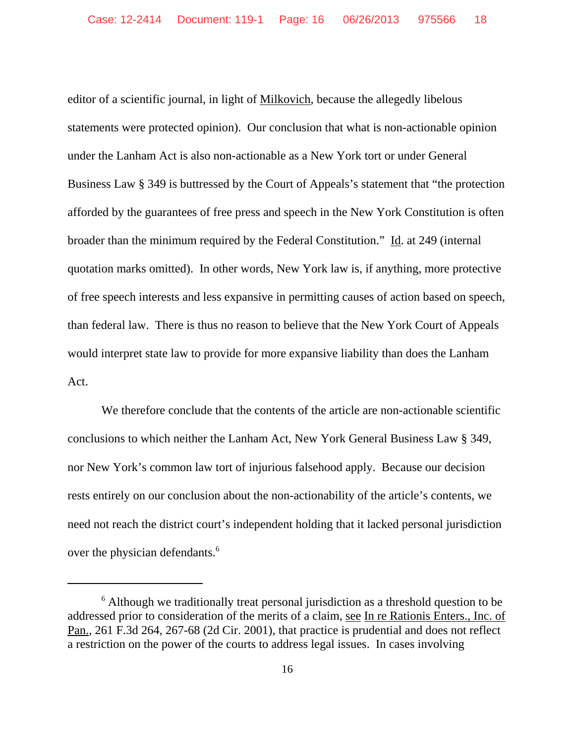editor of a scientific journal, in light of Milkovich, because the allegedly libelous statements were protected opinion). Our conclusion that what is non-actionable opinion under the Lanham Act is also non-actionable as a New York tort or under General Business Law § 349 is buttressed by the Court of Appeals's statement that "the protection afforded by the guarantees of free press and speech in the New York Constitution is often broader than the minimum required by the Federal Constitution." Id. at 249 (internal quotation marks omitted). In other words, New York law is, if anything, more protective of free speech interests and less expansive in permitting causes of action based on speech, than federal law. There is thus no reason to believe that the New York Court of Appeals would interpret state law to provide for more expansive liability than does the Lanham Act.

We therefore conclude that the contents of the article are non-actionable scientific conclusions to which neither the Lanham Act, New York General Business Law § 349, nor New York's common law tort of injurious falsehood apply. Because our decision rests entirely on our conclusion about the non-actionability of the article's contents, we need not reach the district court's independent holding that it lacked personal jurisdiction over the physician defendants.[6]

---

[6] Although we traditionally treat personal jurisdiction as a threshold question to be addressed prior to consideration of the merits of a claim, see In re Rationis Enters., Inc. of Pan., 261 F.3d 264, 267-68 (2d Cir. 2001), that practice is prudential and does not reflect a restriction on the power of the courts to address legal issues. In cases involving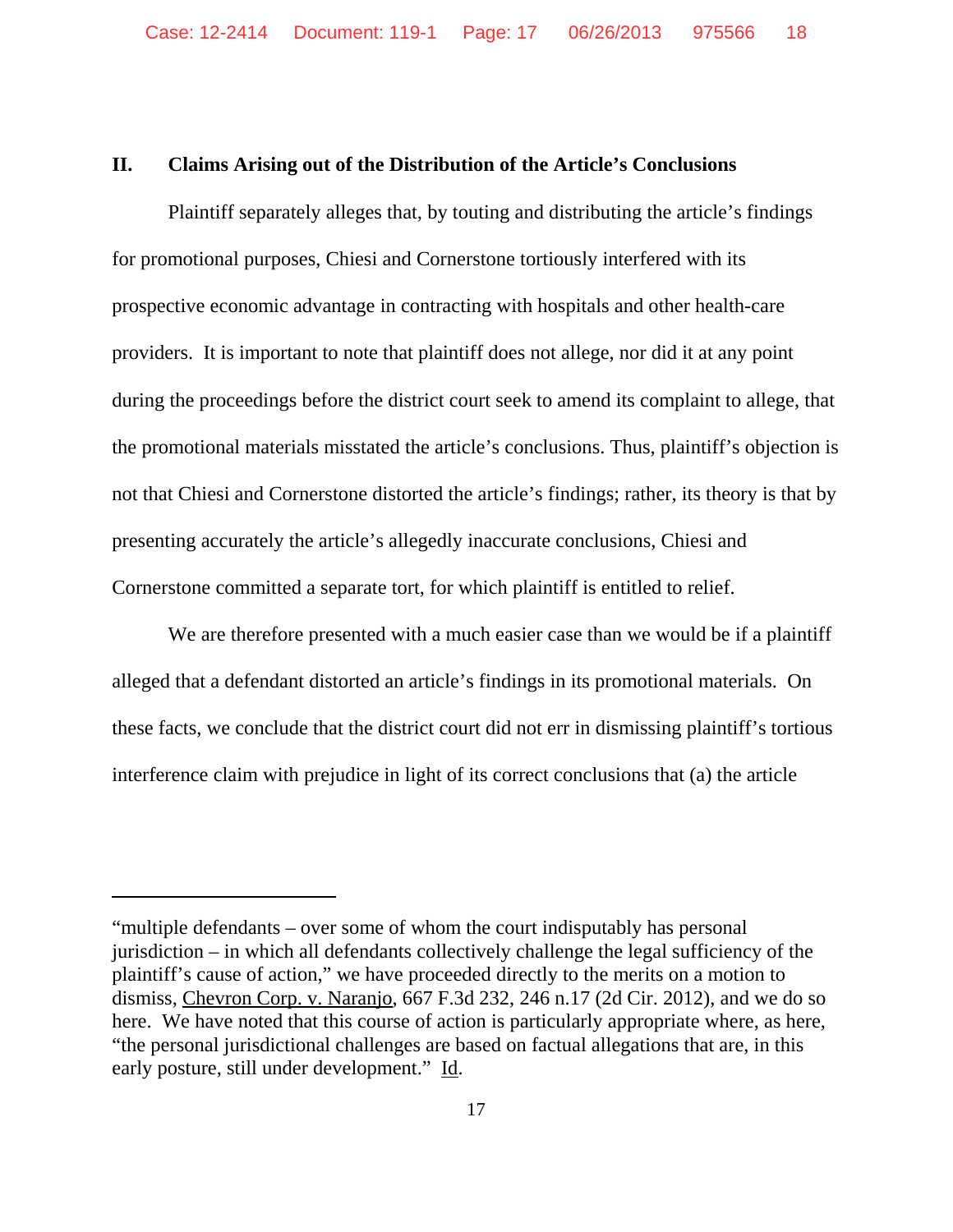## II. Claims Arising out of the Distribution of the Article's Conclusions

Plaintiff separately alleges that, by touting and distributing the article's findings for promotional purposes, Chiesi and Cornerstone tortiously interfered with its prospective economic advantage in contracting with hospitals and other health-care providers. It is important to note that plaintiff does not allege, nor did it at any point during the proceedings before the district court seek to amend its complaint to allege, that the promotional materials misstated the article's conclusions. Thus, plaintiff's objection is not that Chiesi and Cornerstone distorted the article's findings; rather, its theory is that by presenting accurately the article's allegedly inaccurate conclusions, Chiesi and Cornerstone committed a separate tort, for which plaintiff is entitled to relief.

We are therefore presented with a much easier case than we would be if a plaintiff alleged that a defendant distorted an article's findings in its promotional materials. On these facts, we conclude that the district court did not err in dismissing plaintiff's tortious interference claim with prejudice in light of its correct conclusions that (a) the article

---

"multiple defendants – over some of whom the court indisputably has personal jurisdiction – in which all defendants collectively challenge the legal sufficiency of the plaintiff's cause of action," we have proceeded directly to the merits on a motion to dismiss, Chevron Corp. v. Naranjo, 667 F.3d 232, 246 n.17 (2d Cir. 2012), and we do so here. We have noted that this course of action is particularly appropriate where, as here, "the personal jurisdictional challenges are based on factual allegations that are, in this early posture, still under development." Id.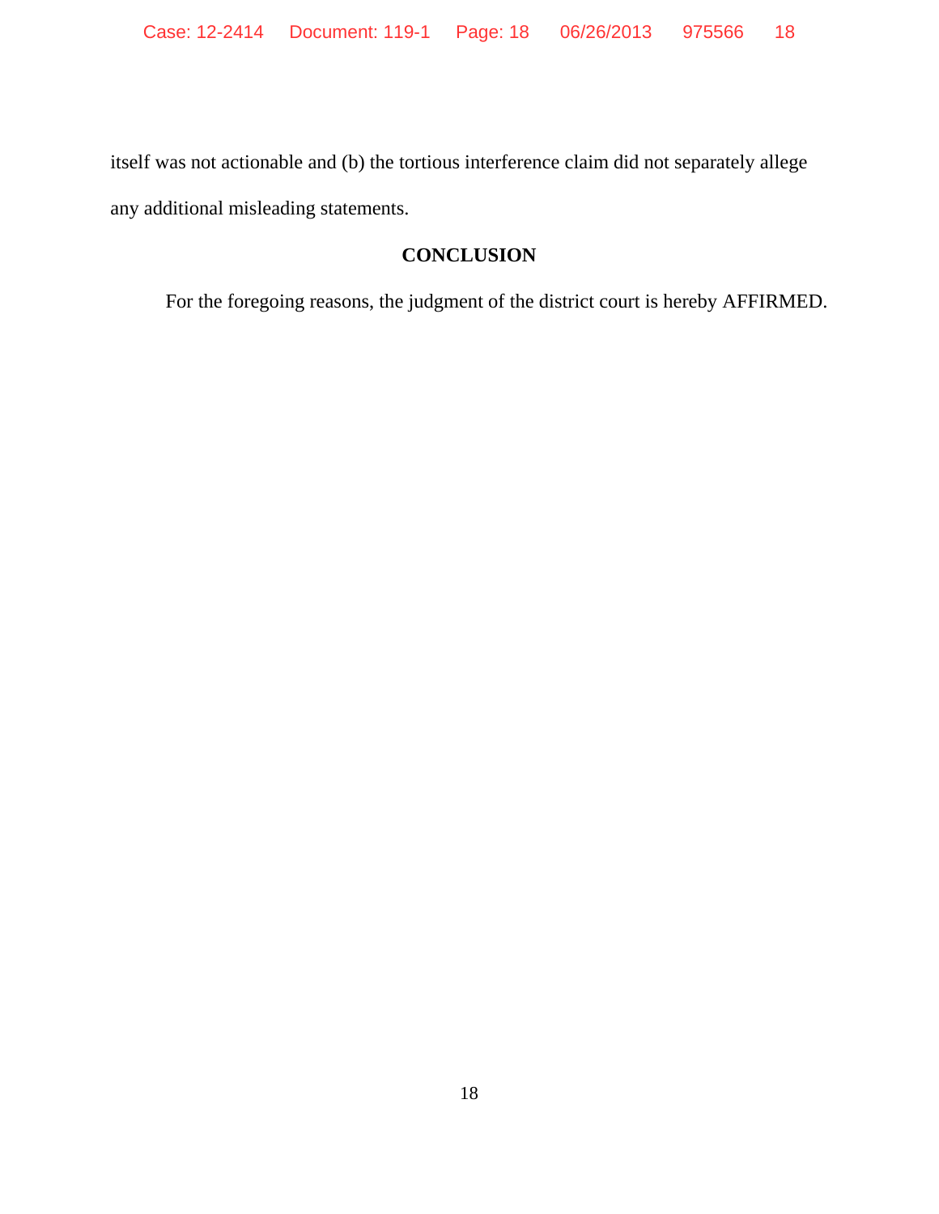itself was not actionable and (b) the tortious interference claim did not separately allege any additional misleading statements.

## CONCLUSION

For the foregoing reasons, the judgment of the district court is hereby AFFIRMED.